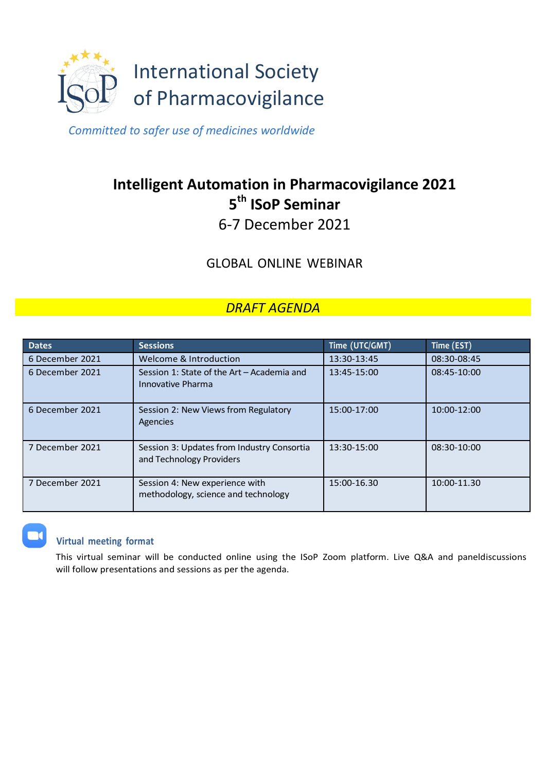International Society of Pharmacovigilance

*Committed to safer use of medicines worldwide*

# Intelligent Automation in Pharmacovigilance 2021

## 5th ISoP Seminar

6-7 December 2021

GLOBAL ONLINE WEBINAR

*DRAFT AGENDA*

| Dates | Sessions | Time (UTC/GMT) | Time (EST) |
|---|---|---|---|
| 6 December 2021 | Welcome & Introduction | 13:30-13:45 | 08:30-08:45 |
| 6 December 2021 | Session 1: State of the Art – Academia and Innovative Pharma | 13:45-15:00 | 08:45-10:00 |
| 6 December 2021 | Session 2: New Views from Regulatory Agencies | 15:00-17:00 | 10:00-12:00 |
| 7 December 2021 | Session 3: Updates from Industry Consortia and Technology Providers | 13:30-15:00 | 08:30-10:00 |
| 7 December 2021 | Session 4: New experience with methodology, science and technology | 15:00-16.30 | 10:00-11.30 |

### Virtual meeting format

This virtual seminar will be conducted online using the ISoP Zoom platform. Live Q&A and paneldiscussions will follow presentations and sessions as per the agenda.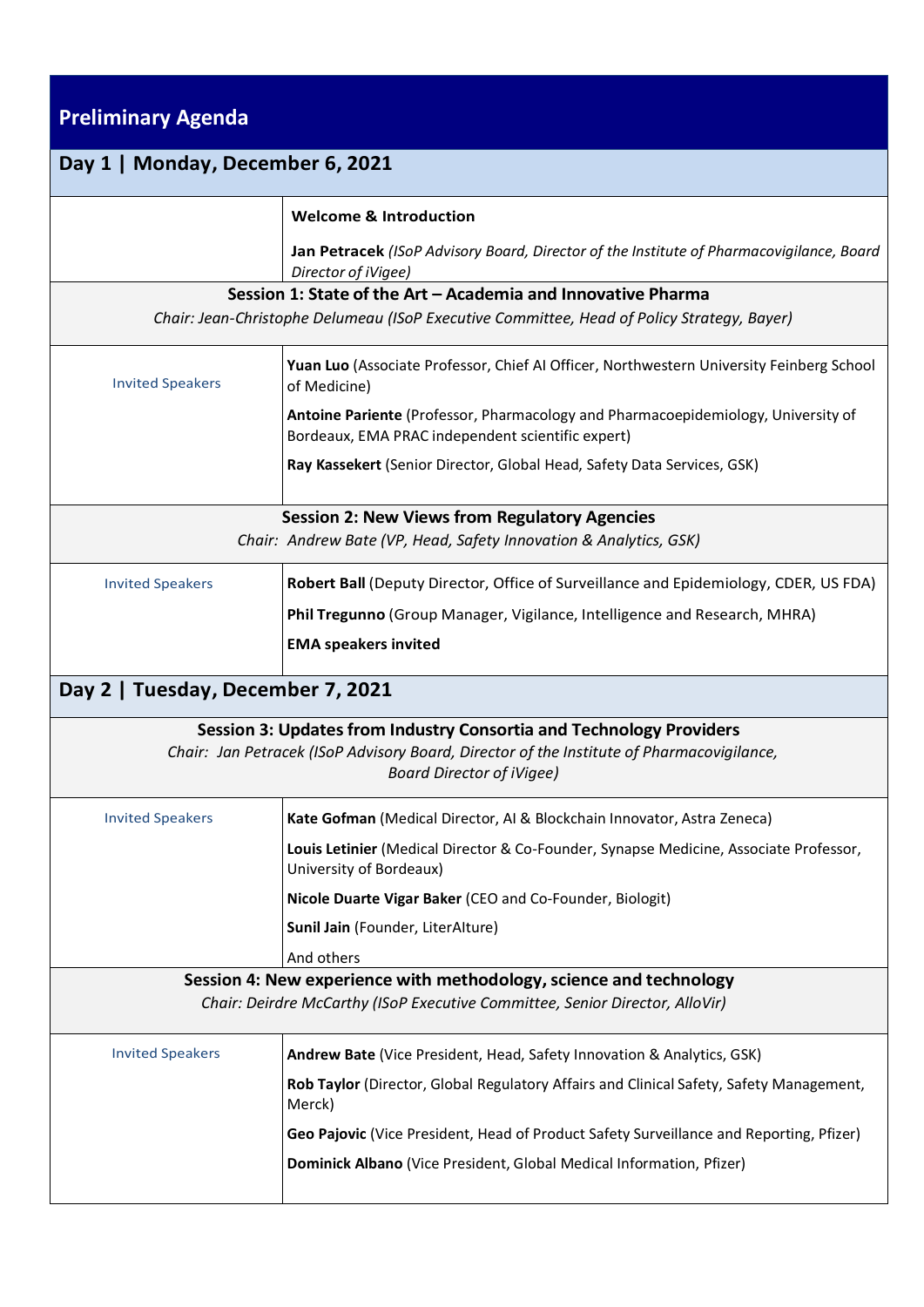# Preliminary Agenda

## Day 1 | Monday, December 6, 2021

**Welcome & Introduction**

**Jan Petracek** *(ISoP Advisory Board, Director of the Institute of Pharmacovigilance, Board Director of iVigee)*

### Session 1: State of the Art – Academia and Innovative Pharma

*Chair: Jean-Christophe Delumeau (ISoP Executive Committee, Head of Policy Strategy, Bayer)*

| | |
|---|---|
| Invited Speakers | **Yuan Luo** (Associate Professor, Chief AI Officer, Northwestern University Feinberg School of Medicine) |
| | **Antoine Pariente** (Professor, Pharmacology and Pharmacoepidemiology, University of Bordeaux, EMA PRAC independent scientific expert) |
| | **Ray Kassekert** (Senior Director, Global Head, Safety Data Services, GSK) |

### Session 2: New Views from Regulatory Agencies

*Chair: Andrew Bate (VP, Head, Safety Innovation & Analytics, GSK)*

| | |
|---|---|
| Invited Speakers | **Robert Ball** (Deputy Director, Office of Surveillance and Epidemiology, CDER, US FDA) |
| | **Phil Tregunno** (Group Manager, Vigilance, Intelligence and Research, MHRA) |
| | **EMA speakers invited** |

## Day 2 | Tuesday, December 7, 2021

### Session 3: Updates from Industry Consortia and Technology Providers

*Chair: Jan Petracek (ISoP Advisory Board, Director of the Institute of Pharmacovigilance, Board Director of iVigee)*

| | |
|---|---|
| Invited Speakers | **Kate Gofman** (Medical Director, AI & Blockchain Innovator, Astra Zeneca) |
| | **Louis Letinier** (Medical Director & Co-Founder, Synapse Medicine, Associate Professor, University of Bordeaux) |
| | **Nicole Duarte Vigar Baker** (CEO and Co-Founder, Biologit) |
| | **Sunil Jain** (Founder, LiterAIture) |
| | And others |

### Session 4: New experience with methodology, science and technology

*Chair: Deirdre McCarthy (ISoP Executive Committee, Senior Director, AlloVir)*

| | |
|---|---|
| Invited Speakers | **Andrew Bate** (Vice President, Head, Safety Innovation & Analytics, GSK) |
| | **Rob Taylor** (Director, Global Regulatory Affairs and Clinical Safety, Safety Management, Merck) |
| | **Geo Pajovic** (Vice President, Head of Product Safety Surveillance and Reporting, Pfizer) |
| | **Dominick Albano** (Vice President, Global Medical Information, Pfizer) |